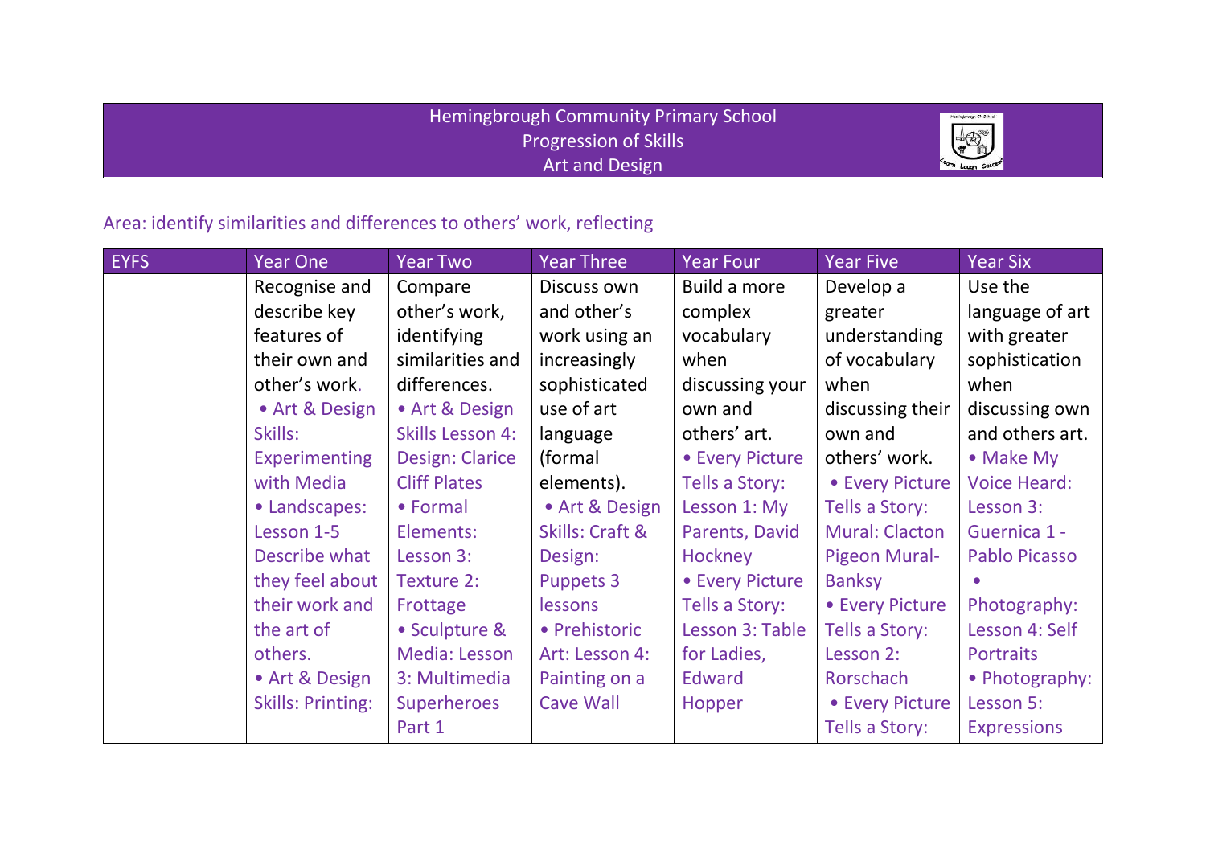# Hemingbrough Community Primary School
## Progression of Skills
## Art and Design

Area: identify similarities and differences to others' work, reflecting

| EYFS | Year One | Year Two | Year Three | Year Four | Year Five | Year Six |
|---|---|---|---|---|---|---|
| | Recognise and describe key features of their own and other's work.<br>• Art & Design Skills: Experimenting with Media<br>• Landscapes: Lesson 1-5<br>Describe what they feel about their work and the art of others.<br>• Art & Design Skills: Printing: | Compare other's work, identifying similarities and differences.<br>• Art & Design Skills Lesson 4: Design: Clarice Cliff Plates<br>• Formal Elements: Lesson 3: Texture 2: Frottage<br>• Sculpture & Media: Lesson 3: Multimedia Superheroes Part 1 | Discuss own and other's work using an increasingly sophisticated use of art language (formal elements).<br>• Art & Design Skills: Craft & Design: Puppets 3 lessons<br>• Prehistoric Art: Lesson 4: Painting on a Cave Wall | Build a more complex vocabulary when discussing your own and others' art.<br>• Every Picture Tells a Story: Lesson 1: My Parents, David Hockney<br>• Every Picture Tells a Story: Lesson 3: Table for Ladies, Edward Hopper | Develop a greater understanding of vocabulary when discussing their own and others' work.<br>• Every Picture Tells a Story: Mural: Clacton Pigeon Mural- Banksy<br>• Every Picture Tells a Story: Lesson 2: Rorschach<br>• Every Picture Tells a Story: | Use the language of art with greater sophistication when discussing own and others art.<br>• Make My Voice Heard: Lesson 3: Guernica 1 - Pablo Picasso<br>• Photography: Lesson 4: Self Portraits<br>• Photography: Lesson 5: Expressions |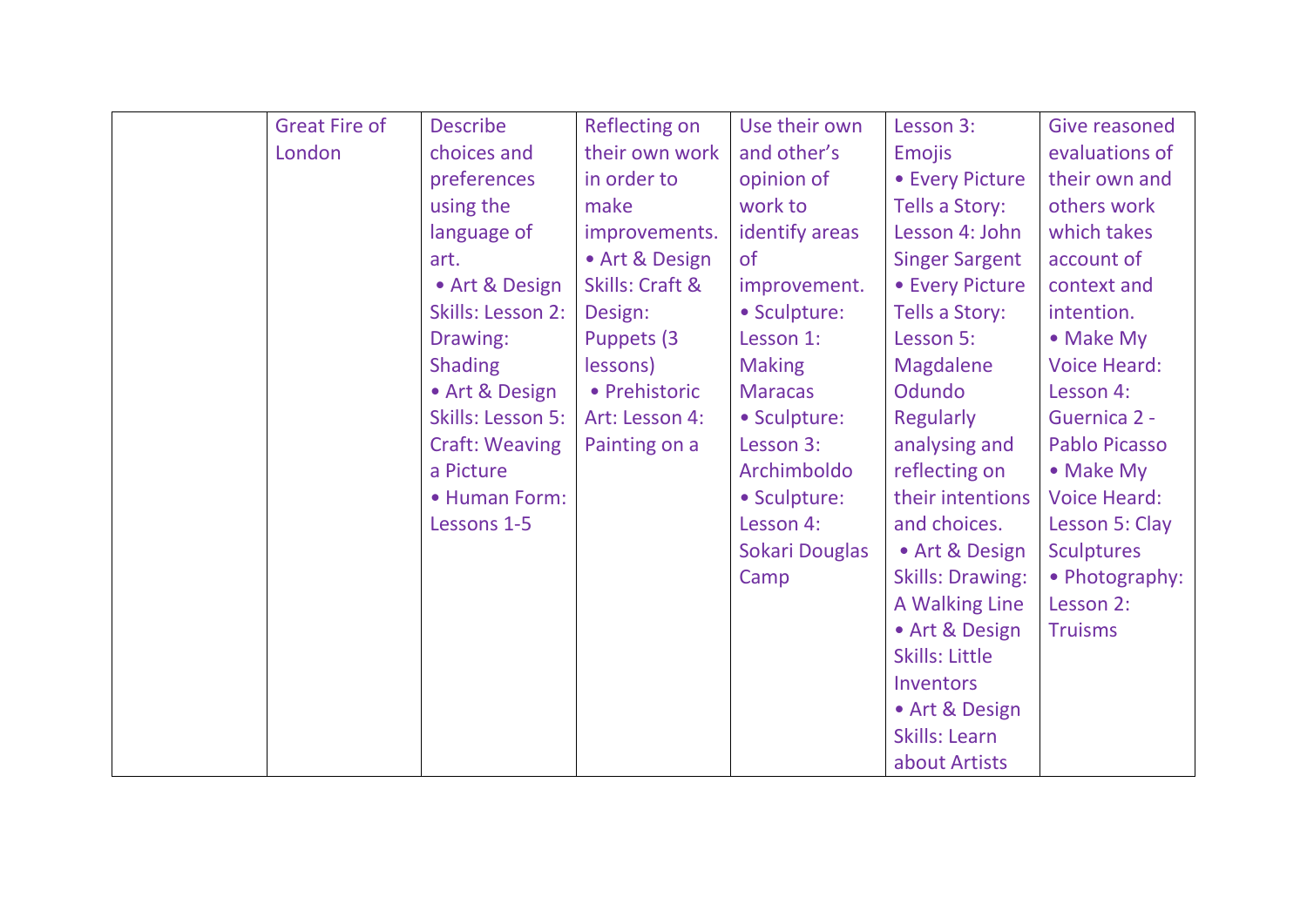| | Great Fire of London | Describe choices and preferences using the language of art. • Art & Design Skills: Lesson 2: Drawing: Shading • Art & Design Skills: Lesson 5: Craft: Weaving a Picture • Human Form: Lessons 1-5 | Reflecting on their own work in order to make improvements. • Art & Design Skills: Craft & Design: Puppets (3 lessons) • Prehistoric Art: Lesson 4: Painting on a | Use their own and other's opinion of work to identify areas of improvement. • Sculpture: Lesson 1: Making Maracas • Sculpture: Lesson 3: Archimboldo • Sculpture: Lesson 4: Sokari Douglas Camp | Lesson 3: Emojis • Every Picture Tells a Story: Lesson 4: John Singer Sargent • Every Picture Tells a Story: Lesson 5: Magdalene Odundo Regularly analysing and reflecting on their intentions and choices. • Art & Design Skills: Drawing: A Walking Line • Art & Design Skills: Little Inventors • Art & Design Skills: Learn about Artists | Give reasoned evaluations of their own and others work which takes account of context and intention. • Make My Voice Heard: Lesson 4: Guernica 2 - Pablo Picasso • Make My Voice Heard: Lesson 5: Clay Sculptures • Photography: Lesson 2: Truisms |
|---|---|---|---|---|---|---|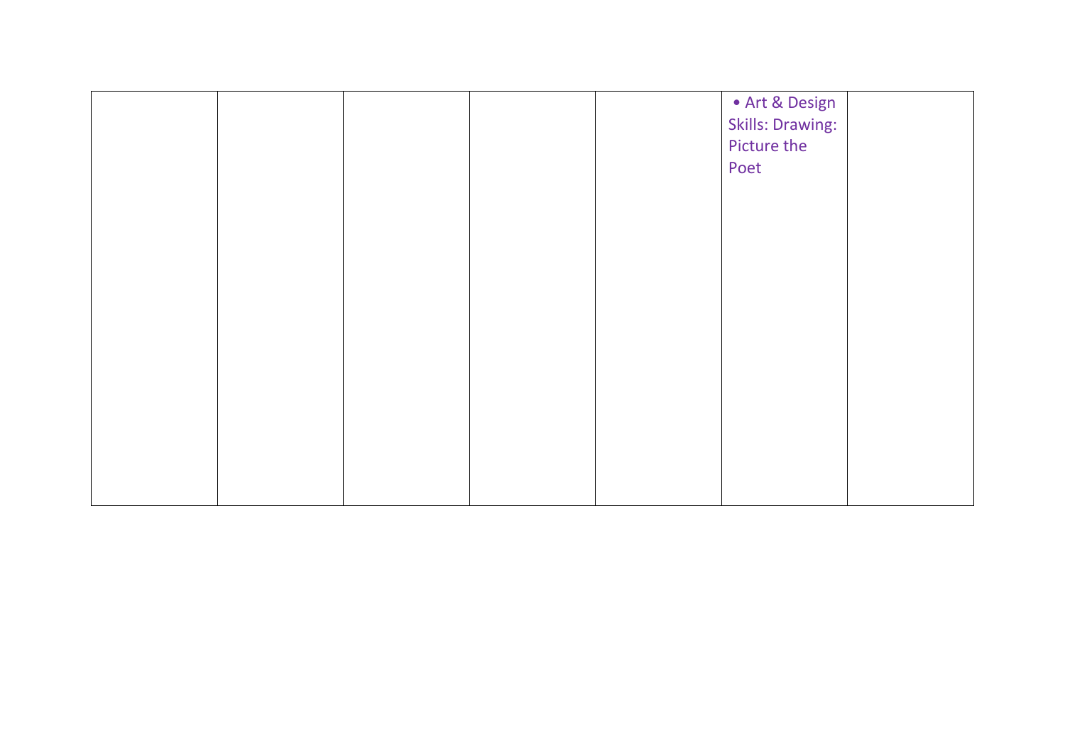| | | | | | | |
|---|---|---|---|---|---|---|
| | | | | | • Art & Design Skills: Drawing: Picture the Poet | |